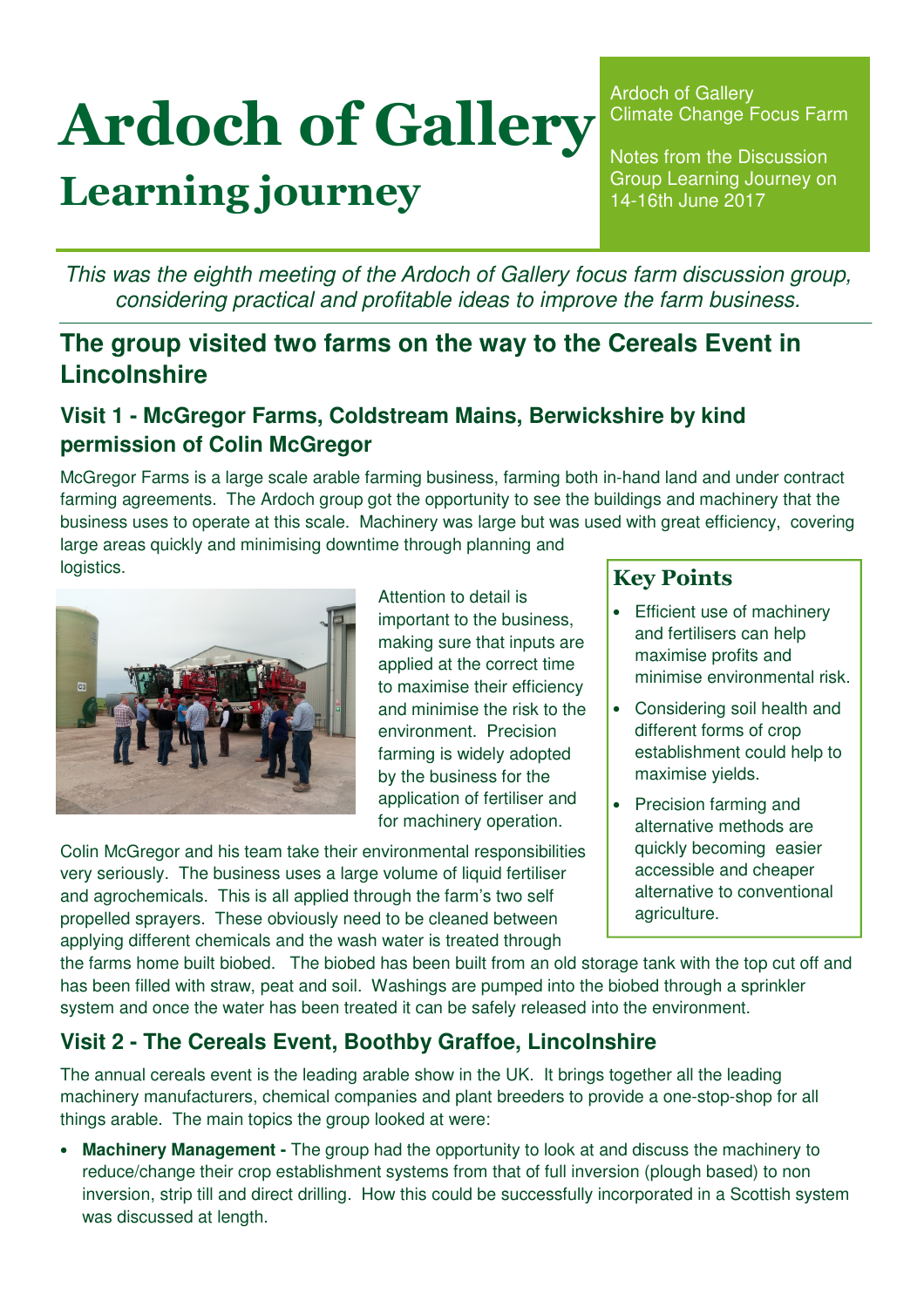# Ardoch of Gallery

## Learning journey

Ardoch of Gallery
Climate Change Focus Farm

Notes from the Discussion Group Learning Journey on 14-16th June 2017

*This was the eighth meeting of the Ardoch of Gallery focus farm discussion group, considering practical and profitable ideas to improve the farm business.*

## The group visited two farms on the way to the Cereals Event in Lincolnshire

### Visit 1 - McGregor Farms, Coldstream Mains, Berwickshire by kind permission of Colin McGregor

McGregor Farms is a large scale arable farming business, farming both in-hand land and under contract farming agreements. The Ardoch group got the opportunity to see the buildings and machinery that the business uses to operate at this scale. Machinery was large but was used with great efficiency, covering large areas quickly and minimising downtime through planning and logistics.

Attention to detail is important to the business, making sure that inputs are applied at the correct time to maximise their efficiency and minimise the risk to the environment. Precision farming is widely adopted by the business for the application of fertiliser and for machinery operation.

Colin McGregor and his team take their environmental responsibilities very seriously. The business uses a large volume of liquid fertiliser and agrochemicals. This is all applied through the farm's two self propelled sprayers. These obviously need to be cleaned between applying different chemicals and the wash water is treated through the farms home built biobed. The biobed has been built from an old storage tank with the top cut off and has been filled with straw, peat and soil. Washings are pumped into the biobed through a sprinkler system and once the water has been treated it can be safely released into the environment.

### Key Points

- Efficient use of machinery and fertilisers can help maximise profits and minimise environmental risk.
- Considering soil health and different forms of crop establishment could help to maximise yields.
- Precision farming and alternative methods are quickly becoming easier accessible and cheaper alternative to conventional agriculture.

### Visit 2 - The Cereals Event, Boothby Graffoe, Lincolnshire

The annual cereals event is the leading arable show in the UK. It brings together all the leading machinery manufacturers, chemical companies and plant breeders to provide a one-stop-shop for all things arable. The main topics the group looked at were:

- **Machinery Management -** The group had the opportunity to look at and discuss the machinery to reduce/change their crop establishment systems from that of full inversion (plough based) to non inversion, strip till and direct drilling. How this could be successfully incorporated in a Scottish system was discussed at length.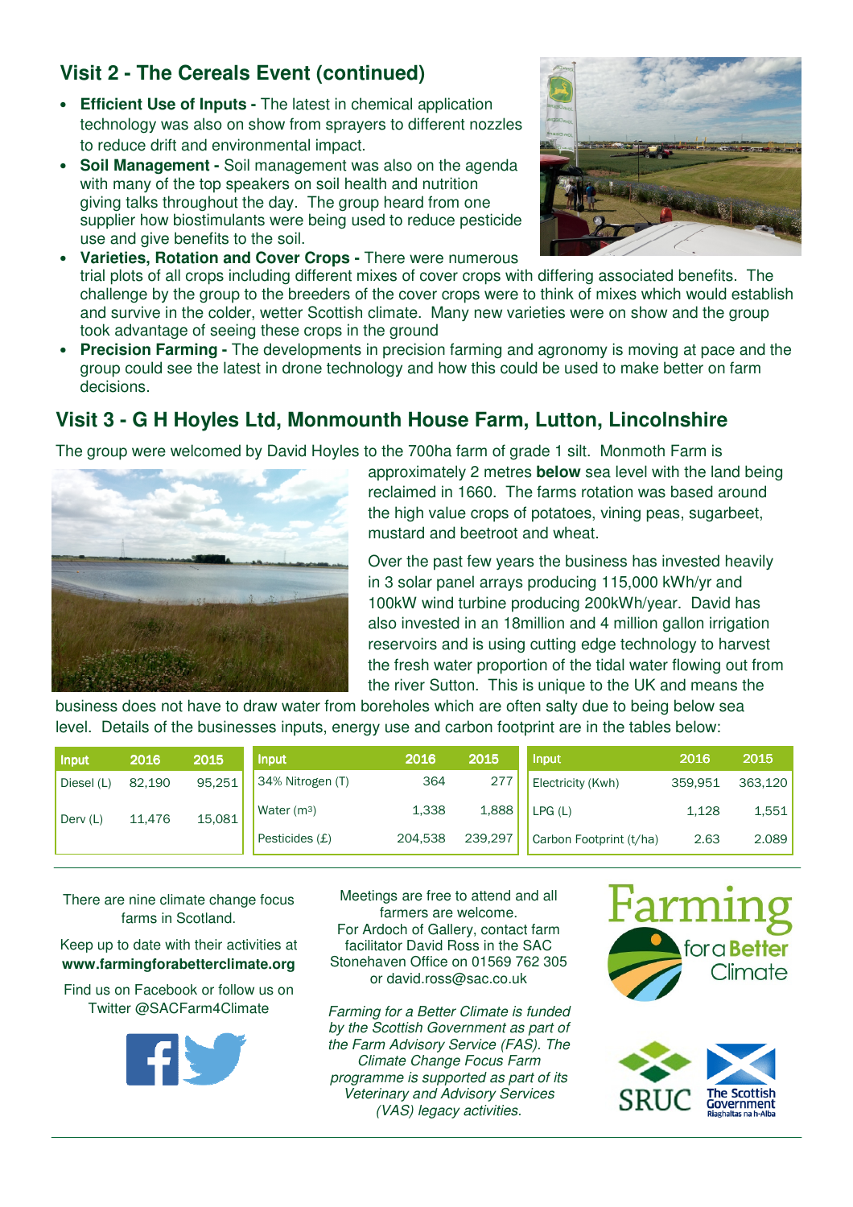## Visit 2 - The Cereals Event (continued)

- **Efficient Use of Inputs -** The latest in chemical application technology was also on show from sprayers to different nozzles to reduce drift and environmental impact.
- **Soil Management -** Soil management was also on the agenda with many of the top speakers on soil health and nutrition giving talks throughout the day. The group heard from one supplier how biostimulants were being used to reduce pesticide use and give benefits to the soil.
- **Varieties, Rotation and Cover Crops -** There were numerous trial plots of all crops including different mixes of cover crops with differing associated benefits. The challenge by the group to the breeders of the cover crops were to think of mixes which would establish and survive in the colder, wetter Scottish climate. Many new varieties were on show and the group took advantage of seeing these crops in the ground
- **Precision Farming -** The developments in precision farming and agronomy is moving at pace and the group could see the latest in drone technology and how this could be used to make better on farm decisions.

## Visit 3 - G H Hoyles Ltd, Monmounth House Farm, Lutton, Lincolnshire

The group were welcomed by David Hoyles to the 700ha farm of grade 1 silt. Monmoth Farm is approximately 2 metres **below** sea level with the land being reclaimed in 1660. The farms rotation was based around the high value crops of potatoes, vining peas, sugarbeet, mustard and beetroot and wheat.

Over the past few years the business has invested heavily in 3 solar panel arrays producing 115,000 kWh/yr and 100kW wind turbine producing 200kWh/year. David has also invested in an 18million and 4 million gallon irrigation reservoirs and is using cutting edge technology to harvest the fresh water proportion of the tidal water flowing out from the river Sutton. This is unique to the UK and means the business does not have to draw water from boreholes which are often salty due to being below sea level. Details of the businesses inputs, energy use and carbon footprint are in the tables below:

| Input | 2016 | 2015 |
|---|---|---|
| Diesel (L) | 82,190 | 95,251 |
| Derv (L) | 11,476 | 15,081 |

| Input | 2016 | 2015 |
|---|---|---|
| 34% Nitrogen (T) | 364 | 277 |
| Water ($m^3$) | 1,338 | 1,888 |
| Pesticides (£) | 204,538 | 239,297 |

| Input | 2016 | 2015 |
|---|---|---|
| Electricity (Kwh) | 359,951 | 363,120 |
| LPG (L) | 1,128 | 1,551 |
| Carbon Footprint (t/ha) | 2.63 | 2.089 |

There are nine climate change focus farms in Scotland.

Keep up to date with their activities at **www.farmingforabetterclimate.org**

Find us on Facebook or follow us on Twitter @SACFarm4Climate

Meetings are free to attend and all farmers are welcome. For Ardoch of Gallery, contact farm facilitator David Ross in the SAC Stonehaven Office on 01569 762 305 or david.ross@sac.co.uk

*Farming for a Better Climate is funded by the Scottish Government as part of the Farm Advisory Service (FAS). The Climate Change Focus Farm programme is supported as part of its Veterinary and Advisory Services (VAS) legacy activities.*

Farming for a Better Climate

SRUC

The Scottish Government
Riaghaltas na h-Alba